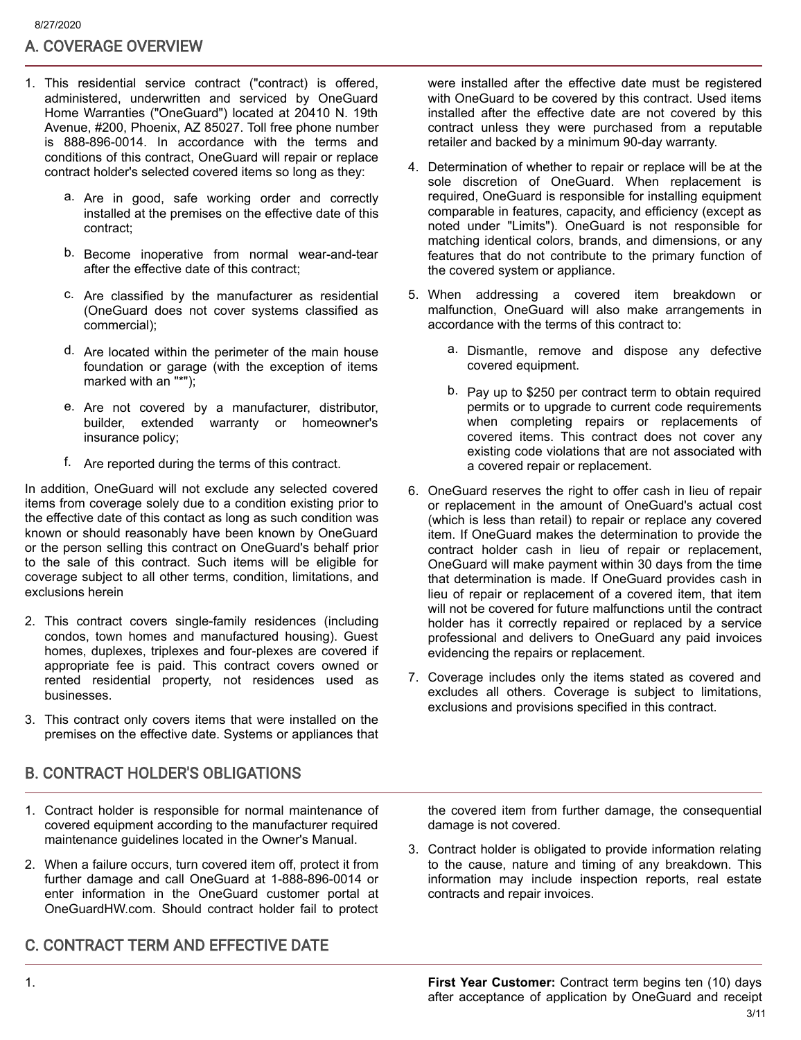## A. COVERAGE OVERVIEW

1. This residential service contract ("contract) is offered, administered, underwritten and serviced by OneGuard Home Warranties ("OneGuard") located at 20410 N. 19th Avenue, #200, Phoenix, AZ 85027. Toll free phone number is 888-896-0014. In accordance with the terms and conditions of this contract, OneGuard will repair or replace contract holder's selected covered items so long as they:

   a. Are in good, safe working order and correctly installed at the premises on the effective date of this contract;

   b. Become inoperative from normal wear-and-tear after the effective date of this contract;

   c. Are classified by the manufacturer as residential (OneGuard does not cover systems classified as commercial);

   d. Are located within the perimeter of the main house foundation or garage (with the exception of items marked with an "*");

   e. Are not covered by a manufacturer, distributor, builder, extended warranty or homeowner's insurance policy;

   f. Are reported during the terms of this contract.

In addition, OneGuard will not exclude any selected covered items from coverage solely due to a condition existing prior to the effective date of this contact as long as such condition was known or should reasonably have been known by OneGuard or the person selling this contract on OneGuard's behalf prior to the sale of this contract. Such items will be eligible for coverage subject to all other terms, condition, limitations, and exclusions herein

2. This contract covers single-family residences (including condos, town homes and manufactured housing). Guest homes, duplexes, triplexes and four-plexes are covered if appropriate fee is paid. This contract covers owned or rented residential property, not residences used as businesses.

3. This contract only covers items that were installed on the premises on the effective date. Systems or appliances that were installed after the effective date must be registered with OneGuard to be covered by this contract. Used items installed after the effective date are not covered by this contract unless they were purchased from a reputable retailer and backed by a minimum 90-day warranty.

4. Determination of whether to repair or replace will be at the sole discretion of OneGuard. When replacement is required, OneGuard is responsible for installing equipment comparable in features, capacity, and efficiency (except as noted under "Limits"). OneGuard is not responsible for matching identical colors, brands, and dimensions, or any features that do not contribute to the primary function of the covered system or appliance.

5. When addressing a covered item breakdown or malfunction, OneGuard will also make arrangements in accordance with the terms of this contract to:

   a. Dismantle, remove and dispose any defective covered equipment.

   b. Pay up to $250 per contract term to obtain required permits or to upgrade to current code requirements when completing repairs or replacements of covered items. This contract does not cover any existing code violations that are not associated with a covered repair or replacement.

6. OneGuard reserves the right to offer cash in lieu of repair or replacement in the amount of OneGuard's actual cost (which is less than retail) to repair or replace any covered item. If OneGuard makes the determination to provide the contract holder cash in lieu of repair or replacement, OneGuard will make payment within 30 days from the time that determination is made. If OneGuard provides cash in lieu of repair or replacement of a covered item, that item will not be covered for future malfunctions until the contract holder has it correctly repaired or replaced by a service professional and delivers to OneGuard any paid invoices evidencing the repairs or replacement.

7. Coverage includes only the items stated as covered and excludes all others. Coverage is subject to limitations, exclusions and provisions specified in this contract.

## B. CONTRACT HOLDER'S OBLIGATIONS

1. Contract holder is responsible for normal maintenance of covered equipment according to the manufacturer required maintenance guidelines located in the Owner's Manual.

2. When a failure occurs, turn covered item off, protect it from further damage and call OneGuard at 1-888-896-0014 or enter information in the OneGuard customer portal at OneGuardHW.com. Should contract holder fail to protect the covered item from further damage, the consequential damage is not covered.

3. Contract holder is obligated to provide information relating to the cause, nature and timing of any breakdown. This information may include inspection reports, real estate contracts and repair invoices.

## C. CONTRACT TERM AND EFFECTIVE DATE

1. **First Year Customer:** Contract term begins ten (10) days after acceptance of application by OneGuard and receipt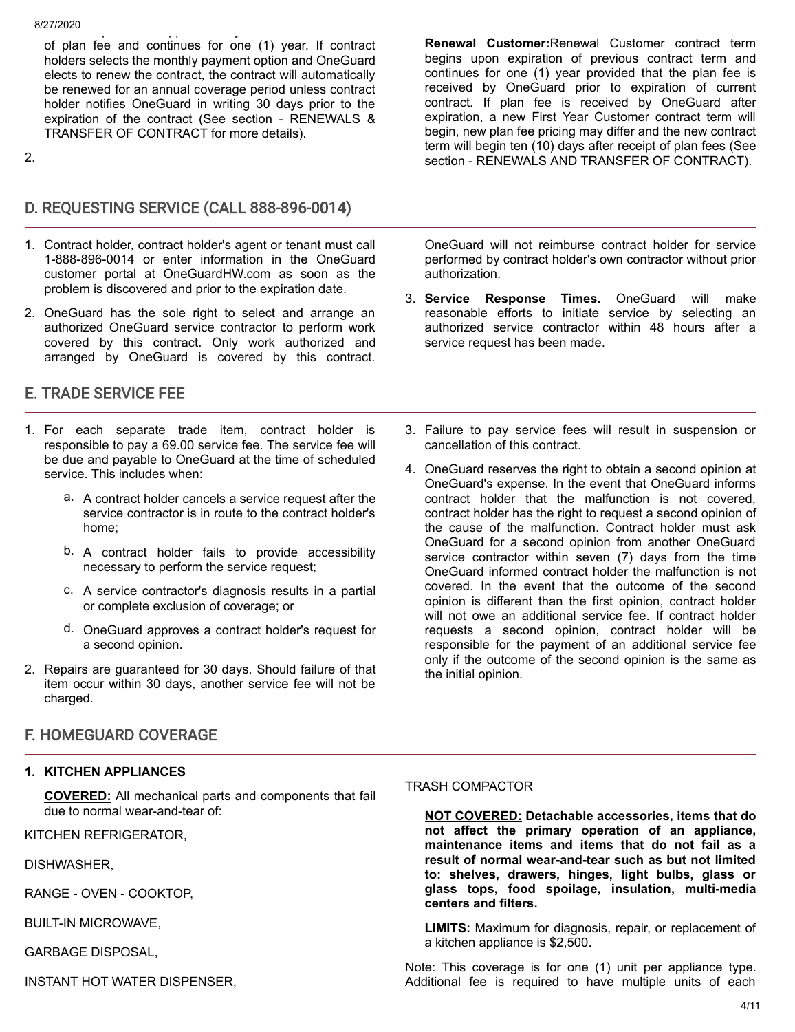of plan fee and continues for one (1) year. If contract holders selects the monthly payment option and OneGuard elects to renew the contract, the contract will automatically be renewed for an annual coverage period unless contract holder notifies OneGuard in writing 30 days prior to the expiration of the contract (See section - RENEWALS & TRANSFER OF CONTRACT for more details).

2. **Renewal Customer:** Renewal Customer contract term begins upon expiration of previous contract term and continues for one (1) year provided that the plan fee is received by OneGuard prior to expiration of current contract. If plan fee is received by OneGuard after expiration, a new First Year Customer contract term will begin, new plan fee pricing may differ and the new contract term will begin ten (10) days after receipt of plan fees (See section - RENEWALS AND TRANSFER OF CONTRACT).

## D. REQUESTING SERVICE (CALL 888-896-0014)

1. Contract holder, contract holder's agent or tenant must call 1-888-896-0014 or enter information in the OneGuard customer portal at OneGuardHW.com as soon as the problem is discovered and prior to the expiration date.
2. OneGuard has the sole right to select and arrange an authorized OneGuard service contractor to perform work covered by this contract. Only work authorized and arranged by OneGuard is covered by this contract. OneGuard will not reimburse contract holder for service performed by contract holder's own contractor without prior authorization.
3. **Service Response Times.** OneGuard will make reasonable efforts to initiate service by selecting an authorized service contractor within 48 hours after a service request has been made.

## E. TRADE SERVICE FEE

1. For each separate trade item, contract holder is responsible to pay a 69.00 service fee. The service fee will be due and payable to OneGuard at the time of scheduled service. This includes when:
   a. A contract holder cancels a service request after the service contractor is in route to the contract holder's home;
   b. A contract holder fails to provide accessibility necessary to perform the service request;
   c. A service contractor's diagnosis results in a partial or complete exclusion of coverage; or
   d. OneGuard approves a contract holder's request for a second opinion.
2. Repairs are guaranteed for 30 days. Should failure of that item occur within 30 days, another service fee will not be charged.
3. Failure to pay service fees will result in suspension or cancellation of this contract.
4. OneGuard reserves the right to obtain a second opinion at OneGuard's expense. In the event that OneGuard informs contract holder that the malfunction is not covered, contract holder has the right to request a second opinion of the cause of the malfunction. Contract holder must ask OneGuard for a second opinion from another OneGuard service contractor within seven (7) days from the time OneGuard informed contract holder the malfunction is not covered. In the event that the outcome of the second opinion is different than the first opinion, contract holder will not owe an additional service fee. If contract holder requests a second opinion, contract holder will be responsible for the payment of an additional service fee only if the outcome of the second opinion is the same as the initial opinion.

## F. HOMEGUARD COVERAGE

**1. KITCHEN APPLIANCES**

**COVERED:** All mechanical parts and components that fail due to normal wear-and-tear of:

KITCHEN REFRIGERATOR,

DISHWASHER,

RANGE - OVEN - COOKTOP,

BUILT-IN MICROWAVE,

GARBAGE DISPOSAL,

INSTANT HOT WATER DISPENSER,

TRASH COMPACTOR

**NOT COVERED: Detachable accessories, items that do not affect the primary operation of an appliance, maintenance items and items that do not fail as a result of normal wear-and-tear such as but not limited to: shelves, drawers, hinges, light bulbs, glass or glass tops, food spoilage, insulation, multi-media centers and filters.**

**LIMITS:** Maximum for diagnosis, repair, or replacement of a kitchen appliance is $2,500.

Note: This coverage is for one (1) unit per appliance type. Additional fee is required to have multiple units of each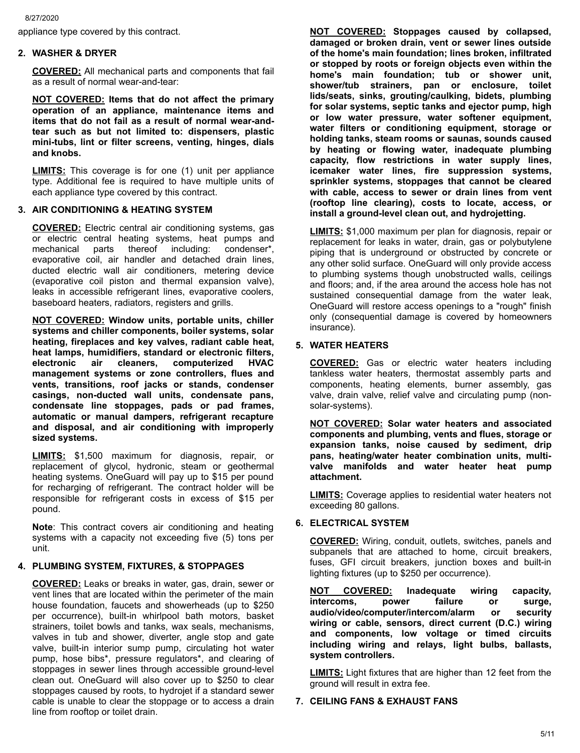appliance type covered by this contract.

## 2. WASHER & DRYER

**COVERED:** All mechanical parts and components that fail as a result of normal wear-and-tear:

**NOT COVERED: Items that do not affect the primary operation of an appliance, maintenance items and items that do not fail as a result of normal wear-and-tear such as but not limited to: dispensers, plastic mini-tubs, lint or filter screens, venting, hinges, dials and knobs.**

**LIMITS:** This coverage is for one (1) unit per appliance type. Additional fee is required to have multiple units of each appliance type covered by this contract.

## 3. AIR CONDITIONING & HEATING SYSTEM

**COVERED:** Electric central air conditioning systems, gas or electric central heating systems, heat pumps and mechanical parts thereof including: condenser*, evaporative coil, air handler and detached drain lines, ducted electric wall air conditioners, metering device (evaporative coil piston and thermal expansion valve), leaks in accessible refrigerant lines, evaporative coolers, baseboard heaters, radiators, registers and grills.

**NOT COVERED: Window units, portable units, chiller systems and chiller components, boiler systems, solar heating, fireplaces and key valves, radiant cable heat, heat lamps, humidifiers, standard or electronic filters, electronic air cleaners, computerized HVAC management systems or zone controllers, flues and vents, transitions, roof jacks or stands, condenser casings, non-ducted wall units, condensate pans, condensate line stoppages, pads or pad frames, automatic or manual dampers, refrigerant recapture and disposal, and air conditioning with improperly sized systems.**

**LIMITS:** $1,500 maximum for diagnosis, repair, or replacement of glycol, hydronic, steam or geothermal heating systems. OneGuard will pay up to $15 per pound for recharging of refrigerant. The contract holder will be responsible for refrigerant costs in excess of $15 per pound.

**Note**: This contract covers air conditioning and heating systems with a capacity not exceeding five (5) tons per unit.

## 4. PLUMBING SYSTEM, FIXTURES, & STOPPAGES

**COVERED:** Leaks or breaks in water, gas, drain, sewer or vent lines that are located within the perimeter of the main house foundation, faucets and showerheads (up to $250 per occurrence), built-in whirlpool bath motors, basket strainers, toilet bowls and tanks, wax seals, mechanisms, valves in tub and shower, diverter, angle stop and gate valve, built-in interior sump pump, circulating hot water pump, hose bibs*, pressure regulators*, and clearing of stoppages in sewer lines through accessible ground-level clean out. OneGuard will also cover up to $250 to clear stoppages caused by roots, to hydrojet if a standard sewer cable is unable to clear the stoppage or to access a drain line from rooftop or toilet drain.

**NOT COVERED: Stoppages caused by collapsed, damaged or broken drain, vent or sewer lines outside of the home's main foundation; lines broken, infiltrated or stopped by roots or foreign objects even within the home's main foundation; tub or shower unit, shower/tub strainers, pan or enclosure, toilet lids/seats, sinks, grouting/caulking, bidets, plumbing for solar systems, septic tanks and ejector pump, high or low water pressure, water softener equipment, water filters or conditioning equipment, storage or holding tanks, steam rooms or saunas, sounds caused by heating or flowing water, inadequate plumbing capacity, flow restrictions in water supply lines, icemaker water lines, fire suppression systems, sprinkler systems, stoppages that cannot be cleared with cable, access to sewer or drain lines from vent (rooftop line clearing), costs to locate, access, or install a ground-level clean out, and hydrojetting.**

**LIMITS:** $1,000 maximum per plan for diagnosis, repair or replacement for leaks in water, drain, gas or polybutylene piping that is underground or obstructed by concrete or any other solid surface. OneGuard will only provide access to plumbing systems though unobstructed walls, ceilings and floors; and, if the area around the access hole has not sustained consequential damage from the water leak, OneGuard will restore access openings to a "rough" finish only (consequential damage is covered by homeowners insurance).

## 5. WATER HEATERS

**COVERED:** Gas or electric water heaters including tankless water heaters, thermostat assembly parts and components, heating elements, burner assembly, gas valve, drain valve, relief valve and circulating pump (non-solar-systems).

**NOT COVERED: Solar water heaters and associated components and plumbing, vents and flues, storage or expansion tanks, noise caused by sediment, drip pans, heating/water heater combination units, multi-valve manifolds and water heater heat pump attachment.**

**LIMITS:** Coverage applies to residential water heaters not exceeding 80 gallons.

## 6. ELECTRICAL SYSTEM

**COVERED:** Wiring, conduit, outlets, switches, panels and subpanels that are attached to home, circuit breakers, fuses, GFI circuit breakers, junction boxes and built-in lighting fixtures (up to $250 per occurrence).

**NOT COVERED: Inadequate wiring capacity, intercoms, power failure or surge, audio/video/computer/intercom/alarm or security wiring or cable, sensors, direct current (D.C.) wiring and components, low voltage or timed circuits including wiring and relays, light bulbs, ballasts, system controllers.**

**LIMITS:** Light fixtures that are higher than 12 feet from the ground will result in extra fee.

## 7. CEILING FANS & EXHAUST FANS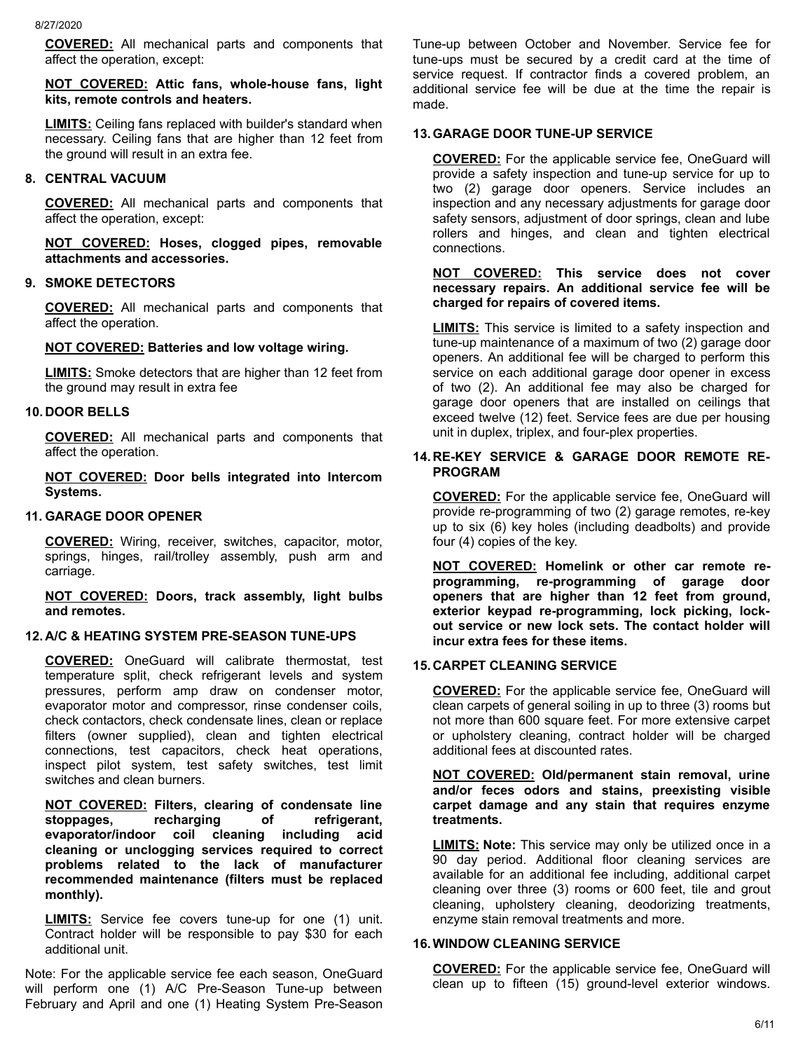**COVERED:** All mechanical parts and components that affect the operation, except:

**NOT COVERED: Attic fans, whole-house fans, light kits, remote controls and heaters.**

**LIMITS:** Ceiling fans replaced with builder's standard when necessary. Ceiling fans that are higher than 12 feet from the ground will result in an extra fee.

## 8. CENTRAL VACUUM

**COVERED:** All mechanical parts and components that affect the operation, except:

**NOT COVERED: Hoses, clogged pipes, removable attachments and accessories.**

## 9. SMOKE DETECTORS

**COVERED:** All mechanical parts and components that affect the operation.

**NOT COVERED: Batteries and low voltage wiring.**

**LIMITS:** Smoke detectors that are higher than 12 feet from the ground may result in extra fee

## 10. DOOR BELLS

**COVERED:** All mechanical parts and components that affect the operation.

**NOT COVERED: Door bells integrated into Intercom Systems.**

## 11. GARAGE DOOR OPENER

**COVERED:** Wiring, receiver, switches, capacitor, motor, springs, hinges, rail/trolley assembly, push arm and carriage.

**NOT COVERED: Doors, track assembly, light bulbs and remotes.**

## 12. A/C & HEATING SYSTEM PRE-SEASON TUNE-UPS

**COVERED:** OneGuard will calibrate thermostat, test temperature split, check refrigerant levels and system pressures, perform amp draw on condenser motor, evaporator motor and compressor, rinse condenser coils, check contactors, check condensate lines, clean or replace filters (owner supplied), clean and tighten electrical connections, test capacitors, check heat operations, inspect pilot system, test safety switches, test limit switches and clean burners.

**NOT COVERED: Filters, clearing of condensate line stoppages, recharging of refrigerant, evaporator/indoor coil cleaning including acid cleaning or unclogging services required to correct problems related to the lack of manufacturer recommended maintenance (filters must be replaced monthly).**

**LIMITS:** Service fee covers tune-up for one (1) unit. Contract holder will be responsible to pay $30 for each additional unit.

Note: For the applicable service fee each season, OneGuard will perform one (1) A/C Pre-Season Tune-up between February and April and one (1) Heating System Pre-Season Tune-up between October and November. Service fee for tune-ups must be secured by a credit card at the time of service request. If contractor finds a covered problem, an additional service fee will be due at the time the repair is made.

## 13. GARAGE DOOR TUNE-UP SERVICE

**COVERED:** For the applicable service fee, OneGuard will provide a safety inspection and tune-up service for up to two (2) garage door openers. Service includes an inspection and any necessary adjustments for garage door safety sensors, adjustment of door springs, clean and lube rollers and hinges, and clean and tighten electrical connections.

**NOT COVERED: This service does not cover necessary repairs. An additional service fee will be charged for repairs of covered items.**

**LIMITS:** This service is limited to a safety inspection and tune-up maintenance of a maximum of two (2) garage door openers. An additional fee will be charged to perform this service on each additional garage door opener in excess of two (2). An additional fee may also be charged for garage door openers that are installed on ceilings that exceed twelve (12) feet. Service fees are due per housing unit in duplex, triplex, and four-plex properties.

## 14. RE-KEY SERVICE & GARAGE DOOR REMOTE RE-PROGRAM

**COVERED:** For the applicable service fee, OneGuard will provide re-programming of two (2) garage remotes, re-key up to six (6) key holes (including deadbolts) and provide four (4) copies of the key.

**NOT COVERED: Homelink or other car remote re-programming, re-programming of garage door openers that are higher than 12 feet from ground, exterior keypad re-programming, lock picking, lock-out service or new lock sets. The contact holder will incur extra fees for these items.**

## 15. CARPET CLEANING SERVICE

**COVERED:** For the applicable service fee, OneGuard will clean carpets of general soiling in up to three (3) rooms but not more than 600 square feet. For more extensive carpet or upholstery cleaning, contract holder will be charged additional fees at discounted rates.

**NOT COVERED: Old/permanent stain removal, urine and/or feces odors and stains, preexisting visible carpet damage and any stain that requires enzyme treatments.**

**LIMITS: Note:** This service may only be utilized once in a 90 day period. Additional floor cleaning services are available for an additional fee including, additional carpet cleaning over three (3) rooms or 600 feet, tile and grout cleaning, upholstery cleaning, deodorizing treatments, enzyme stain removal treatments and more.

## 16. WINDOW CLEANING SERVICE

**COVERED:** For the applicable service fee, OneGuard will clean up to fifteen (15) ground-level exterior windows.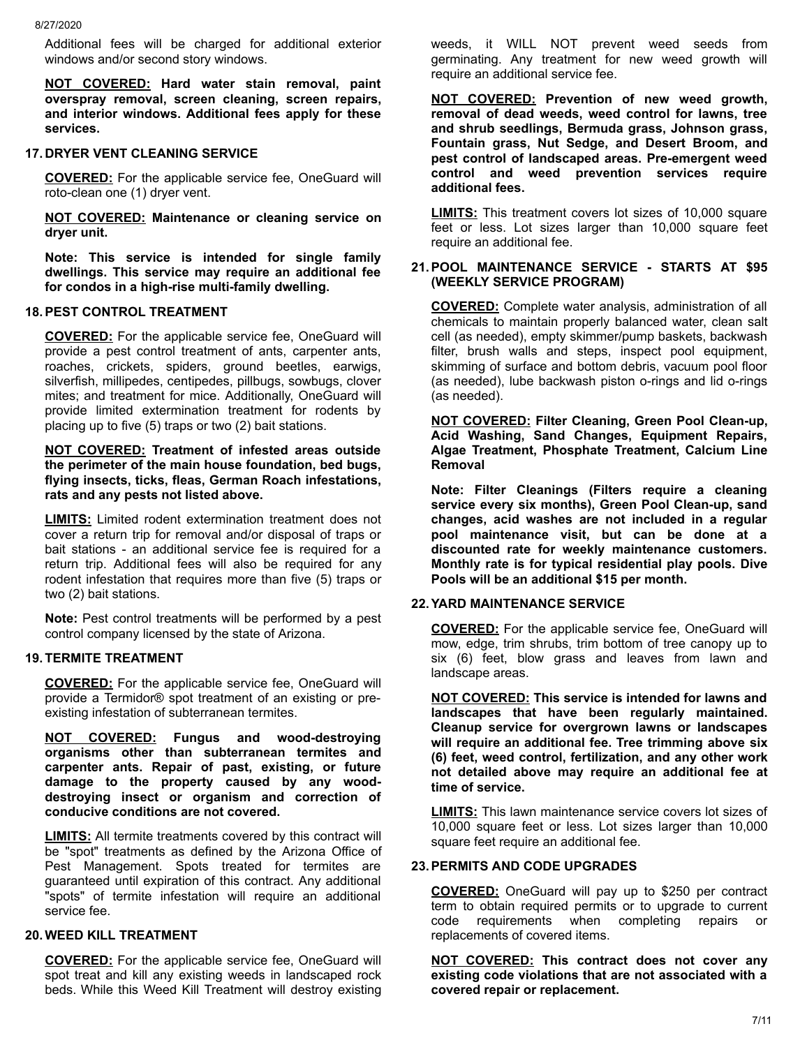Additional fees will be charged for additional exterior windows and/or second story windows.

**<u>NOT COVERED:</u> Hard water stain removal, paint overspray removal, screen cleaning, screen repairs, and interior windows. Additional fees apply for these services.**

## 17. DRYER VENT CLEANING SERVICE

**<u>COVERED:</u>** For the applicable service fee, OneGuard will roto-clean one (1) dryer vent.

**<u>NOT COVERED:</u> Maintenance or cleaning service on dryer unit.**

**Note: This service is intended for single family dwellings. This service may require an additional fee for condos in a high-rise multi-family dwelling.**

## 18. PEST CONTROL TREATMENT

**<u>COVERED:</u>** For the applicable service fee, OneGuard will provide a pest control treatment of ants, carpenter ants, roaches, crickets, spiders, ground beetles, earwigs, silverfish, millipedes, centipedes, pillbugs, sowbugs, clover mites; and treatment for mice. Additionally, OneGuard will provide limited extermination treatment for rodents by placing up to five (5) traps or two (2) bait stations.

**<u>NOT COVERED:</u> Treatment of infested areas outside the perimeter of the main house foundation, bed bugs, flying insects, ticks, fleas, German Roach infestations, rats and any pests not listed above.**

**<u>LIMITS:</u>** Limited rodent extermination treatment does not cover a return trip for removal and/or disposal of traps or bait stations - an additional service fee is required for a return trip. Additional fees will also be required for any rodent infestation that requires more than five (5) traps or two (2) bait stations.

**Note:** Pest control treatments will be performed by a pest control company licensed by the state of Arizona.

## 19. TERMITE TREATMENT

**<u>COVERED:</u>** For the applicable service fee, OneGuard will provide a Termidor® spot treatment of an existing or pre-existing infestation of subterranean termites.

**<u>NOT COVERED:</u> Fungus and wood-destroying organisms other than subterranean termites and carpenter ants. Repair of past, existing, or future damage to the property caused by any wood-destroying insect or organism and correction of conducive conditions are not covered.**

**<u>LIMITS:</u>** All termite treatments covered by this contract will be "spot" treatments as defined by the Arizona Office of Pest Management. Spots treated for termites are guaranteed until expiration of this contract. Any additional "spots" of termite infestation will require an additional service fee.

## 20. WEED KILL TREATMENT

**<u>COVERED:</u>** For the applicable service fee, OneGuard will spot treat and kill any existing weeds in landscaped rock beds. While this Weed Kill Treatment will destroy existing weeds, it WILL NOT prevent weed seeds from germinating. Any treatment for new weed growth will require an additional service fee.

**<u>NOT COVERED:</u> Prevention of new weed growth, removal of dead weeds, weed control for lawns, tree and shrub seedlings, Bermuda grass, Johnson grass, Fountain grass, Nut Sedge, and Desert Broom, and pest control of landscaped areas. Pre-emergent weed control and weed prevention services require additional fees.**

**<u>LIMITS:</u>** This treatment covers lot sizes of 10,000 square feet or less. Lot sizes larger than 10,000 square feet require an additional fee.

## 21. POOL MAINTENANCE SERVICE - STARTS AT $95 (WEEKLY SERVICE PROGRAM)

**<u>COVERED:</u>** Complete water analysis, administration of all chemicals to maintain properly balanced water, clean salt cell (as needed), empty skimmer/pump baskets, backwash filter, brush walls and steps, inspect pool equipment, skimming of surface and bottom debris, vacuum pool floor (as needed), lube backwash piston o-rings and lid o-rings (as needed).

**<u>NOT COVERED:</u> Filter Cleaning, Green Pool Clean-up, Acid Washing, Sand Changes, Equipment Repairs, Algae Treatment, Phosphate Treatment, Calcium Line Removal**

**Note: Filter Cleanings (Filters require a cleaning service every six months), Green Pool Clean-up, sand changes, acid washes are not included in a regular pool maintenance visit, but can be done at a discounted rate for weekly maintenance customers. Monthly rate is for typical residential play pools. Dive Pools will be an additional $15 per month.**

## 22. YARD MAINTENANCE SERVICE

**<u>COVERED:</u>** For the applicable service fee, OneGuard will mow, edge, trim shrubs, trim bottom of tree canopy up to six (6) feet, blow grass and leaves from lawn and landscape areas.

**<u>NOT COVERED:</u> This service is intended for lawns and landscapes that have been regularly maintained. Cleanup service for overgrown lawns or landscapes will require an additional fee. Tree trimming above six (6) feet, weed control, fertilization, and any other work not detailed above may require an additional fee at time of service.**

**<u>LIMITS:</u>** This lawn maintenance service covers lot sizes of 10,000 square feet or less. Lot sizes larger than 10,000 square feet require an additional fee.

## 23. PERMITS AND CODE UPGRADES

**<u>COVERED:</u>** OneGuard will pay up to $250 per contract term to obtain required permits or to upgrade to current code requirements when completing repairs or replacements of covered items.

**<u>NOT COVERED:</u> This contract does not cover any existing code violations that are not associated with a covered repair or replacement.**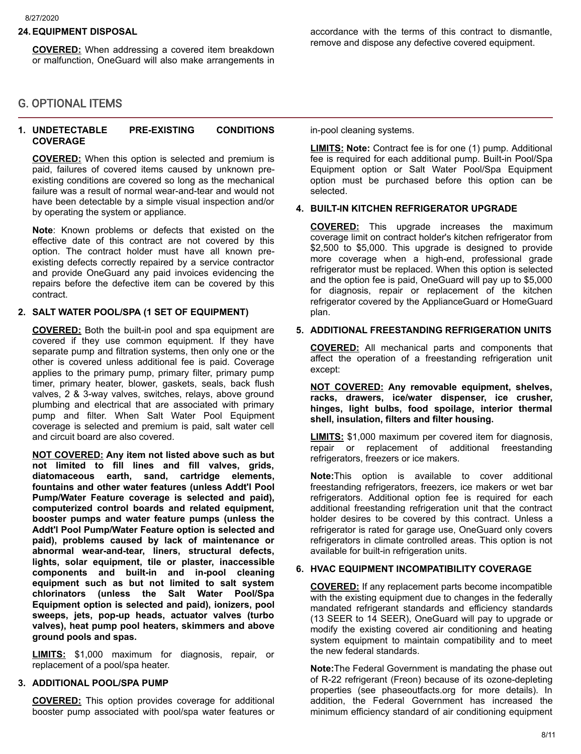### 24. EQUIPMENT DISPOSAL

**COVERED:** When addressing a covered item breakdown or malfunction, OneGuard will also make arrangements in accordance with the terms of this contract to dismantle, remove and dispose any defective covered equipment.

## G. OPTIONAL ITEMS

### 1. UNDETECTABLE PRE-EXISTING CONDITIONS COVERAGE

**COVERED:** When this option is selected and premium is paid, failures of covered items caused by unknown pre-existing conditions are covered so long as the mechanical failure was a result of normal wear-and-tear and would not have been detectable by a simple visual inspection and/or by operating the system or appliance.

**Note**: Known problems or defects that existed on the effective date of this contract are not covered by this option. The contract holder must have all known pre-existing defects correctly repaired by a service contractor and provide OneGuard any paid invoices evidencing the repairs before the defective item can be covered by this contract.

### 2. SALT WATER POOL/SPA (1 SET OF EQUIPMENT)

**COVERED:** Both the built-in pool and spa equipment are covered if they use common equipment. If they have separate pump and filtration systems, then only one or the other is covered unless additional fee is paid. Coverage applies to the primary pump, primary filter, primary pump timer, primary heater, blower, gaskets, seals, back flush valves, 2 & 3-way valves, switches, relays, above ground plumbing and electrical that are associated with primary pump and filter. When Salt Water Pool Equipment coverage is selected and premium is paid, salt water cell and circuit board are also covered.

**NOT COVERED: Any item not listed above such as but not limited to fill lines and fill valves, grids, diatomaceous earth, sand, cartridge elements, fountains and other water features (unless Addt'l Pool Pump/Water Feature coverage is selected and paid), computerized control boards and related equipment, booster pumps and water feature pumps (unless the Addt'l Pool Pump/Water Feature option is selected and paid), problems caused by lack of maintenance or abnormal wear-and-tear, liners, structural defects, lights, solar equipment, tile or plaster, inaccessible components and built-in and in-pool cleaning equipment such as but not limited to salt system chlorinators (unless the Salt Water Pool/Spa Equipment option is selected and paid), ionizers, pool sweeps, jets, pop-up heads, actuator valves (turbo valves), heat pump pool heaters, skimmers and above ground pools and spas.**

**LIMITS:** $1,000 maximum for diagnosis, repair, or replacement of a pool/spa heater.

### 3. ADDITIONAL POOL/SPA PUMP

**COVERED:** This option provides coverage for additional booster pump associated with pool/spa water features or in-pool cleaning systems.

**LIMITS:** **Note:** Contract fee is for one (1) pump. Additional fee is required for each additional pump. Built-in Pool/Spa Equipment option or Salt Water Pool/Spa Equipment option must be purchased before this option can be selected.

### 4. BUILT-IN KITCHEN REFRIGERATOR UPGRADE

**COVERED:** This upgrade increases the maximum coverage limit on contract holder's kitchen refrigerator from $2,500 to $5,000. This upgrade is designed to provide more coverage when a high-end, professional grade refrigerator must be replaced. When this option is selected and the option fee is paid, OneGuard will pay up to $5,000 for diagnosis, repair or replacement of the kitchen refrigerator covered by the ApplianceGuard or HomeGuard plan.

### 5. ADDITIONAL FREESTANDING REFRIGERATION UNITS

**COVERED:** All mechanical parts and components that affect the operation of a freestanding refrigeration unit except:

**NOT COVERED: Any removable equipment, shelves, racks, drawers, ice/water dispenser, ice crusher, hinges, light bulbs, food spoilage, interior thermal shell, insulation, filters and filter housing.**

**LIMITS:** $1,000 maximum per covered item for diagnosis, repair or replacement of additional freestanding refrigerators, freezers or ice makers.

**Note:** This option is available to cover additional freestanding refrigerators, freezers, ice makers or wet bar refrigerators. Additional option fee is required for each additional freestanding refrigeration unit that the contract holder desires to be covered by this contract. Unless a refrigerator is rated for garage use, OneGuard only covers refrigerators in climate controlled areas. This option is not available for built-in refrigeration units.

### 6. HVAC EQUIPMENT INCOMPATIBILITY COVERAGE

**COVERED:** If any replacement parts become incompatible with the existing equipment due to changes in the federally mandated refrigerant standards and efficiency standards (13 SEER to 14 SEER), OneGuard will pay to upgrade or modify the existing covered air conditioning and heating system equipment to maintain compatibility and to meet the new federal standards.

**Note:** The Federal Government is mandating the phase out of R-22 refrigerant (Freon) because of its ozone-depleting properties (see phaseoutfacts.org for more details). In addition, the Federal Government has increased the minimum efficiency standard of air conditioning equipment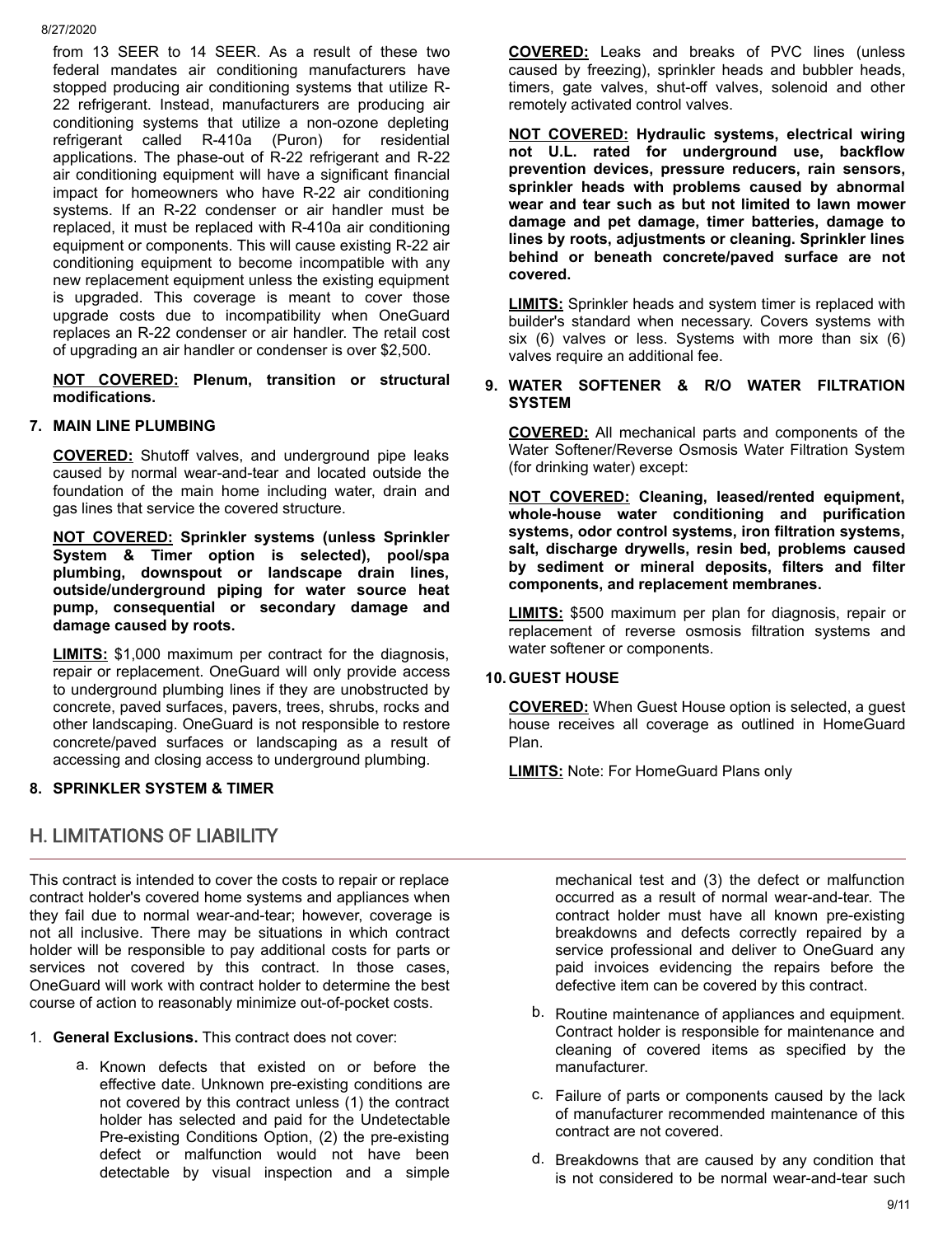from 13 SEER to 14 SEER. As a result of these two federal mandates air conditioning manufacturers have stopped producing air conditioning systems that utilize R-22 refrigerant. Instead, manufacturers are producing air conditioning systems that utilize a non-ozone depleting refrigerant called R-410a (Puron) for residential applications. The phase-out of R-22 refrigerant and R-22 air conditioning equipment will have a significant financial impact for homeowners who have R-22 air conditioning systems. If an R-22 condenser or air handler must be replaced, it must be replaced with R-410a air conditioning equipment or components. This will cause existing R-22 air conditioning equipment to become incompatible with any new replacement equipment unless the existing equipment is upgraded. This coverage is meant to cover those upgrade costs due to incompatibility when OneGuard replaces an R-22 condenser or air handler. The retail cost of upgrading an air handler or condenser is over $2,500.

**NOT COVERED:** **Plenum, transition or structural modifications.**

**7. MAIN LINE PLUMBING**

**COVERED:** Shutoff valves, and underground pipe leaks caused by normal wear-and-tear and located outside the foundation of the main home including water, drain and gas lines that service the covered structure.

**NOT COVERED:** **Sprinkler systems (unless Sprinkler System & Timer option is selected), pool/spa plumbing, downspout or landscape drain lines, outside/underground piping for water source heat pump, consequential or secondary damage and damage caused by roots.**

**LIMITS:** $1,000 maximum per contract for the diagnosis, repair or replacement. OneGuard will only provide access to underground plumbing lines if they are unobstructed by concrete, paved surfaces, pavers, trees, shrubs, rocks and other landscaping. OneGuard is not responsible to restore concrete/paved surfaces or landscaping as a result of accessing and closing access to underground plumbing.

**8. SPRINKLER SYSTEM & TIMER**

**COVERED:** Leaks and breaks of PVC lines (unless caused by freezing), sprinkler heads and bubbler heads, timers, gate valves, shut-off valves, solenoid and other remotely activated control valves.

**NOT COVERED:** **Hydraulic systems, electrical wiring not U.L. rated for underground use, backflow prevention devices, pressure reducers, rain sensors, sprinkler heads with problems caused by abnormal wear and tear such as but not limited to lawn mower damage and pet damage, timer batteries, damage to lines by roots, adjustments or cleaning. Sprinkler lines behind or beneath concrete/paved surface are not covered.**

**LIMITS:** Sprinkler heads and system timer is replaced with builder's standard when necessary. Covers systems with six (6) valves or less. Systems with more than six (6) valves require an additional fee.

**9. WATER SOFTENER & R/O WATER FILTRATION SYSTEM**

**COVERED:** All mechanical parts and components of the Water Softener/Reverse Osmosis Water Filtration System (for drinking water) except:

**NOT COVERED:** **Cleaning, leased/rented equipment, whole-house water conditioning and purification systems, odor control systems, iron filtration systems, salt, discharge drywells, resin bed, problems caused by sediment or mineral deposits, filters and filter components, and replacement membranes.**

**LIMITS:** $500 maximum per plan for diagnosis, repair or replacement of reverse osmosis filtration systems and water softener or components.

**10. GUEST HOUSE**

**COVERED:** When Guest House option is selected, a guest house receives all coverage as outlined in HomeGuard Plan.

**LIMITS:** Note: For HomeGuard Plans only

## H. LIMITATIONS OF LIABILITY

This contract is intended to cover the costs to repair or replace contract holder's covered home systems and appliances when they fail due to normal wear-and-tear; however, coverage is not all inclusive. There may be situations in which contract holder will be responsible to pay additional costs for parts or services not covered by this contract. In those cases, OneGuard will work with contract holder to determine the best course of action to reasonably minimize out-of-pocket costs.

1. **General Exclusions.** This contract does not cover:

    a. Known defects that existed on or before the effective date. Unknown pre-existing conditions are not covered by this contract unless (1) the contract holder has selected and paid for the Undetectable Pre-existing Conditions Option, (2) the pre-existing defect or malfunction would not have been detectable by visual inspection and a simple mechanical test and (3) the defect or malfunction occurred as a result of normal wear-and-tear. The contract holder must have all known pre-existing breakdowns and defects correctly repaired by a service professional and deliver to OneGuard any paid invoices evidencing the repairs before the defective item can be covered by this contract.

    b. Routine maintenance of appliances and equipment. Contract holder is responsible for maintenance and cleaning of covered items as specified by the manufacturer.

    c. Failure of parts or components caused by the lack of manufacturer recommended maintenance of this contract are not covered.

    d. Breakdowns that are caused by any condition that is not considered to be normal wear-and-tear such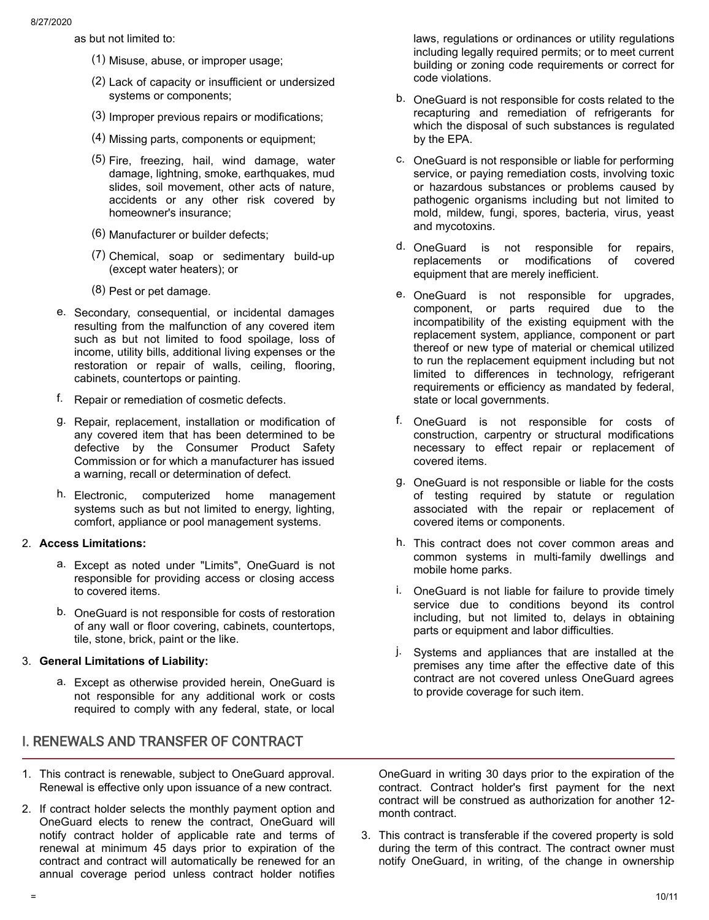as but not limited to:

- (1) Misuse, abuse, or improper usage;
- (2) Lack of capacity or insufficient or undersized systems or components;
- (3) Improper previous repairs or modifications;
- (4) Missing parts, components or equipment;
- (5) Fire, freezing, hail, wind damage, water damage, lightning, smoke, earthquakes, mud slides, soil movement, other acts of nature, accidents or any other risk covered by homeowner's insurance;
- (6) Manufacturer or builder defects;
- (7) Chemical, soap or sedimentary build-up (except water heaters); or
- (8) Pest or pet damage.

e. Secondary, consequential, or incidental damages resulting from the malfunction of any covered item such as but not limited to food spoilage, loss of income, utility bills, additional living expenses or the restoration or repair of walls, ceiling, flooring, cabinets, countertops or painting.

f. Repair or remediation of cosmetic defects.

g. Repair, replacement, installation or modification of any covered item that has been determined to be defective by the Consumer Product Safety Commission or for which a manufacturer has issued a warning, recall or determination of defect.

h. Electronic, computerized home management systems such as but not limited to energy, lighting, comfort, appliance or pool management systems.

2. **Access Limitations:**

   a. Except as noted under "Limits", OneGuard is not responsible for providing access or closing access to covered items.

   b. OneGuard is not responsible for costs of restoration of any wall or floor covering, cabinets, countertops, tile, stone, brick, paint or the like.

3. **General Limitations of Liability:**

   a. Except as otherwise provided herein, OneGuard is not responsible for any additional work or costs required to comply with any federal, state, or local laws, regulations or ordinances or utility regulations including legally required permits; or to meet current building or zoning code requirements or correct for code violations.

   b. OneGuard is not responsible for costs related to the recapturing and remediation of refrigerants for which the disposal of such substances is regulated by the EPA.

   c. OneGuard is not responsible or liable for performing service, or paying remediation costs, involving toxic or hazardous substances or problems caused by pathogenic organisms including but not limited to mold, mildew, fungi, spores, bacteria, virus, yeast and mycotoxins.

   d. OneGuard is not responsible for repairs, replacements or modifications of covered equipment that are merely inefficient.

   e. OneGuard is not responsible for upgrades, component, or parts required due to the incompatibility of the existing equipment with the replacement system, appliance, component or part thereof or new type of material or chemical utilized to run the replacement equipment including but not limited to differences in technology, refrigerant requirements or efficiency as mandated by federal, state or local governments.

   f. OneGuard is not responsible for costs of construction, carpentry or structural modifications necessary to effect repair or replacement of covered items.

   g. OneGuard is not responsible or liable for the costs of testing required by statute or regulation associated with the repair or replacement of covered items or components.

   h. This contract does not cover common areas and common systems in multi-family dwellings and mobile home parks.

   i. OneGuard is not liable for failure to provide timely service due to conditions beyond its control including, but not limited to, delays in obtaining parts or equipment and labor difficulties.

   j. Systems and appliances that are installed at the premises any time after the effective date of this contract are not covered unless OneGuard agrees to provide coverage for such item.

## I. RENEWALS AND TRANSFER OF CONTRACT

1. This contract is renewable, subject to OneGuard approval. Renewal is effective only upon issuance of a new contract.
2. If contract holder selects the monthly payment option and OneGuard elects to renew the contract, OneGuard will notify contract holder of applicable rate and terms of renewal at minimum 45 days prior to expiration of the contract and contract will automatically be renewed for an annual coverage period unless contract holder notifies OneGuard in writing 30 days prior to the expiration of the contract. Contract holder's first payment for the next contract will be construed as authorization for another 12-month contract.
3. This contract is transferable if the covered property is sold during the term of this contract. The contract owner must notify OneGuard, in writing, of the change in ownership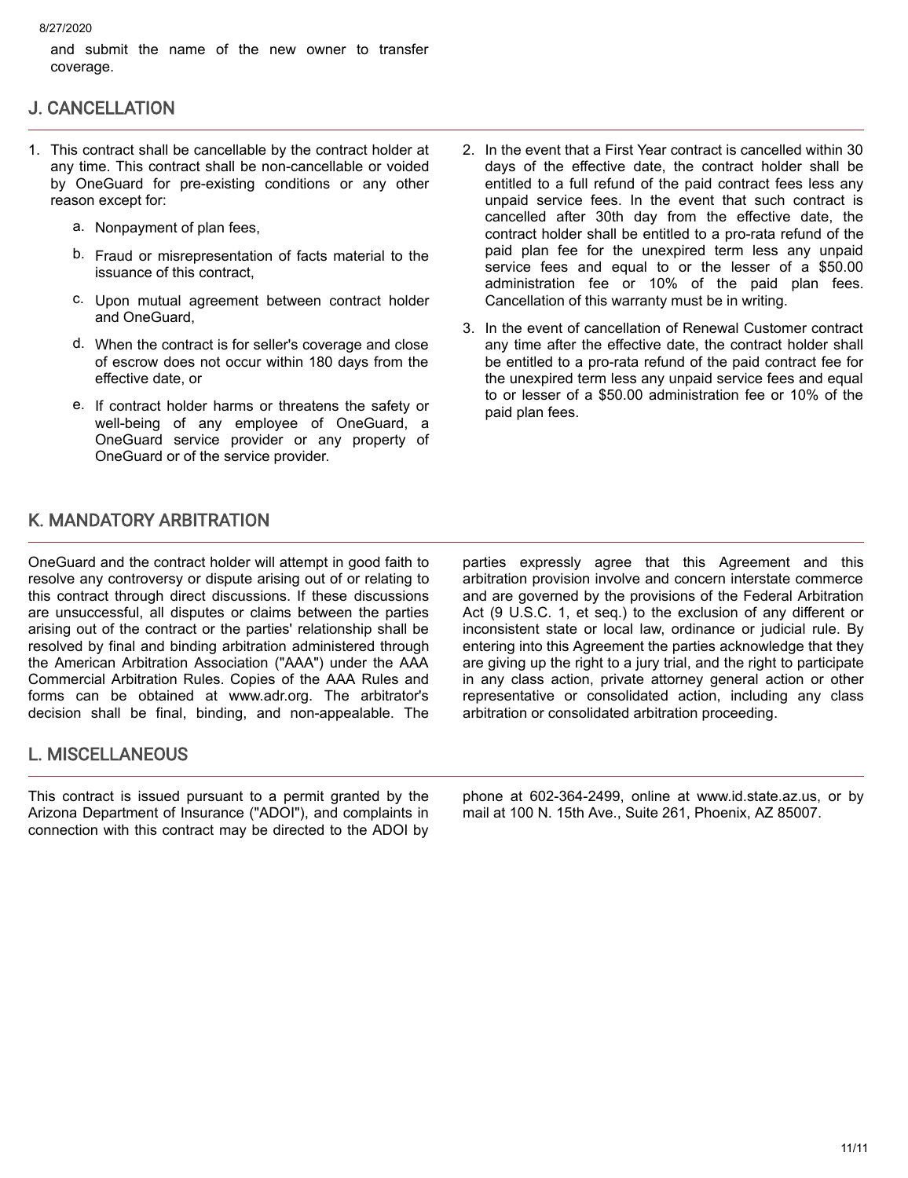and submit the name of the new owner to transfer coverage.

## J. CANCELLATION

1. This contract shall be cancellable by the contract holder at any time. This contract shall be non-cancellable or voided by OneGuard for pre-existing conditions or any other reason except for:
   a. Nonpayment of plan fees,
   b. Fraud or misrepresentation of facts material to the issuance of this contract,
   c. Upon mutual agreement between contract holder and OneGuard,
   d. When the contract is for seller's coverage and close of escrow does not occur within 180 days from the effective date, or
   e. If contract holder harms or threatens the safety or well-being of any employee of OneGuard, a OneGuard service provider or any property of OneGuard or of the service provider.
2. In the event that a First Year contract is cancelled within 30 days of the effective date, the contract holder shall be entitled to a full refund of the paid contract fees less any unpaid service fees. In the event that such contract is cancelled after 30th day from the effective date, the contract holder shall be entitled to a pro-rata refund of the paid plan fee for the unexpired term less any unpaid service fees and equal to or the lesser of a $50.00 administration fee or 10% of the paid plan fees. Cancellation of this warranty must be in writing.
3. In the event of cancellation of Renewal Customer contract any time after the effective date, the contract holder shall be entitled to a pro-rata refund of the paid contract fee for the unexpired term less any unpaid service fees and equal to or lesser of a $50.00 administration fee or 10% of the paid plan fees.

## K. MANDATORY ARBITRATION

OneGuard and the contract holder will attempt in good faith to resolve any controversy or dispute arising out of or relating to this contract through direct discussions. If these discussions are unsuccessful, all disputes or claims between the parties arising out of the contract or the parties' relationship shall be resolved by final and binding arbitration administered through the American Arbitration Association ("AAA") under the AAA Commercial Arbitration Rules. Copies of the AAA Rules and forms can be obtained at www.adr.org. The arbitrator's decision shall be final, binding, and non-appealable. The parties expressly agree that this Agreement and this arbitration provision involve and concern interstate commerce and are governed by the provisions of the Federal Arbitration Act (9 U.S.C. 1, et seq.) to the exclusion of any different or inconsistent state or local law, ordinance or judicial rule. By entering into this Agreement the parties acknowledge that they are giving up the right to a jury trial, and the right to participate in any class action, private attorney general action or other representative or consolidated action, including any class arbitration or consolidated arbitration proceeding.

## L. MISCELLANEOUS

This contract is issued pursuant to a permit granted by the Arizona Department of Insurance ("ADOI"), and complaints in connection with this contract may be directed to the ADOI by phone at 602-364-2499, online at www.id.state.az.us, or by mail at 100 N. 15th Ave., Suite 261, Phoenix, AZ 85007.